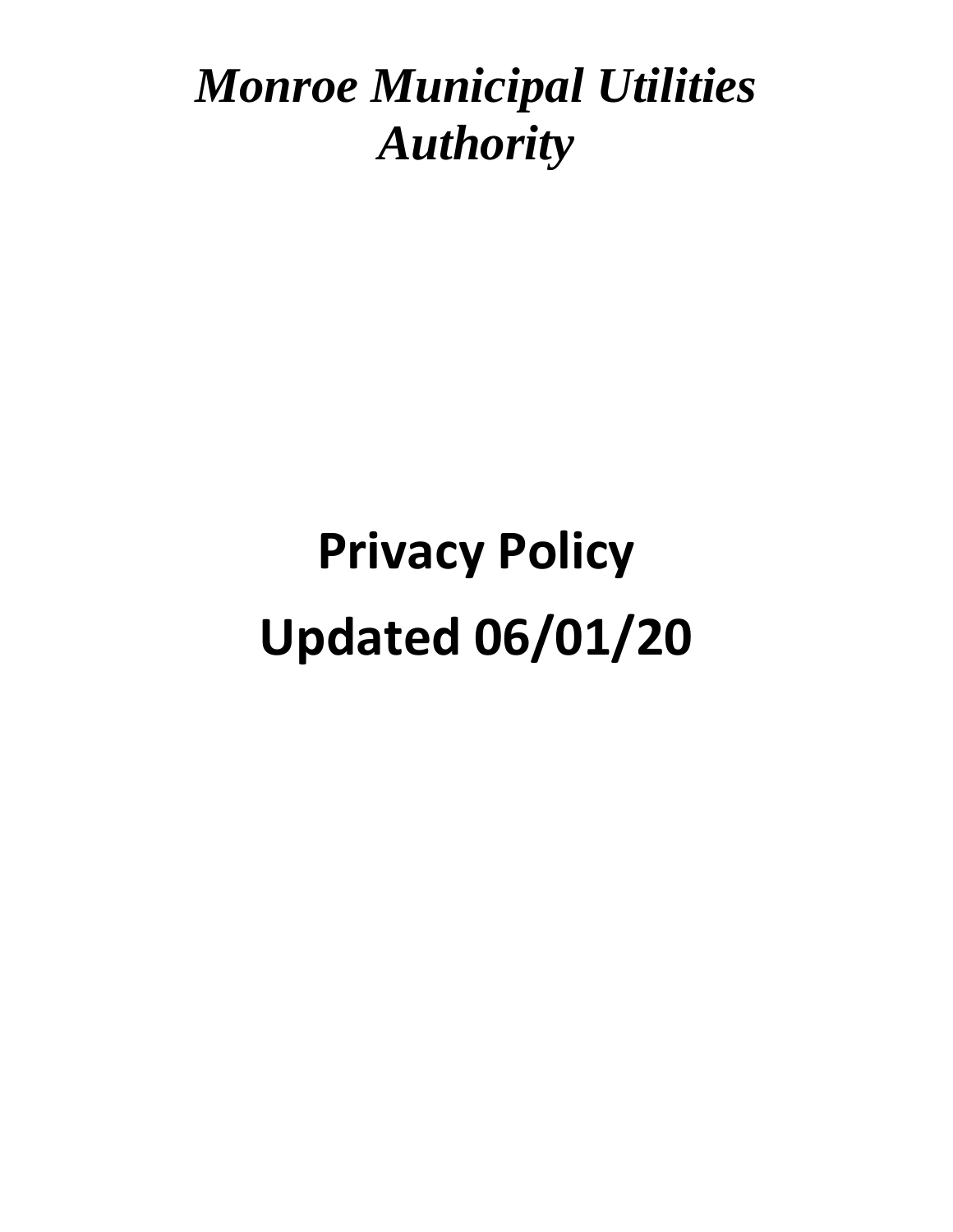# *Monroe Municipal Utilities Authority*

# Privacy Policy

# Updated 06/01/20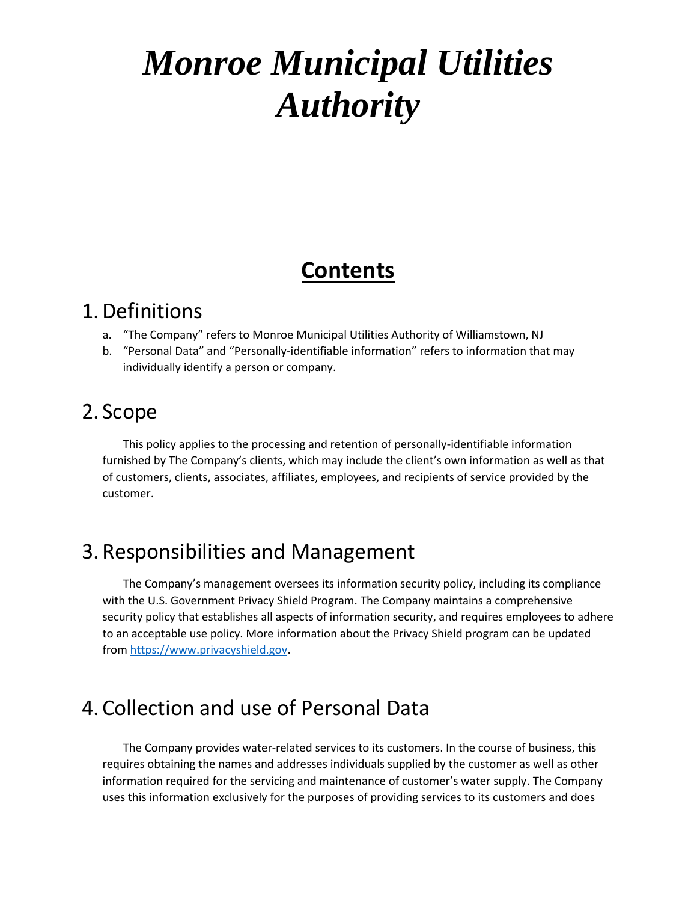# *Monroe Municipal Utilities Authority*

## Contents

## 1. Definitions

a. "The Company" refers to Monroe Municipal Utilities Authority of Williamstown, NJ
b. "Personal Data" and "Personally-identifiable information" refers to information that may individually identify a person or company.

## 2. Scope

This policy applies to the processing and retention of personally-identifiable information furnished by The Company's clients, which may include the client's own information as well as that of customers, clients, associates, affiliates, employees, and recipients of service provided by the customer.

## 3. Responsibilities and Management

The Company's management oversees its information security policy, including its compliance with the U.S. Government Privacy Shield Program. The Company maintains a comprehensive security policy that establishes all aspects of information security, and requires employees to adhere to an acceptable use policy. More information about the Privacy Shield program can be updated from [https://www.privacyshield.gov](https://www.privacyshield.gov).

## 4. Collection and use of Personal Data

The Company provides water-related services to its customers. In the course of business, this requires obtaining the names and addresses individuals supplied by the customer as well as other information required for the servicing and maintenance of customer's water supply. The Company uses this information exclusively for the purposes of providing services to its customers and does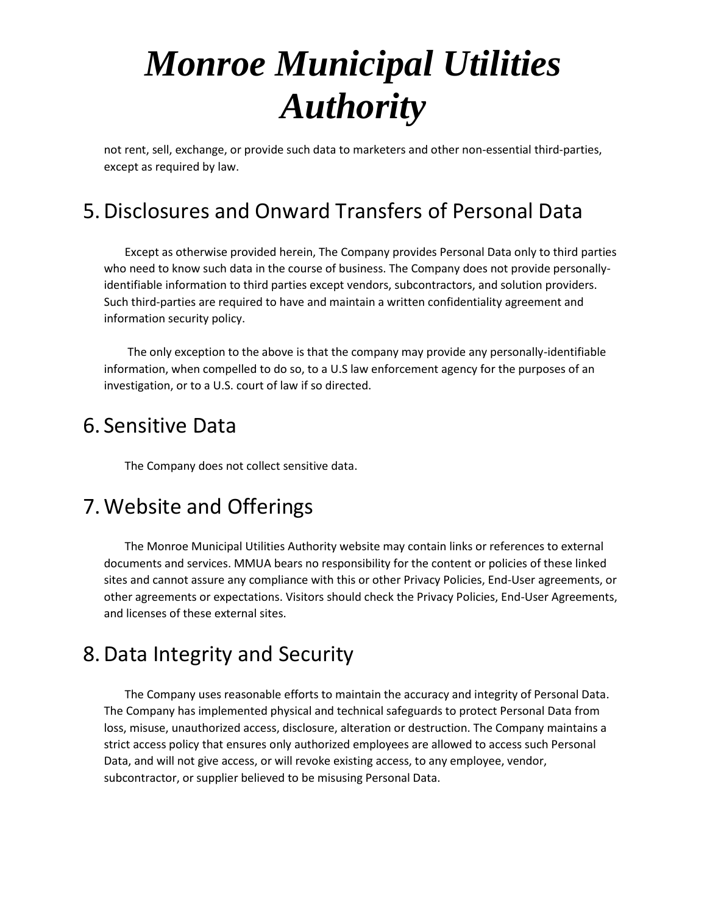not rent, sell, exchange, or provide such data to marketers and other non-essential third-parties, except as required by law.

## 5. Disclosures and Onward Transfers of Personal Data

Except as otherwise provided herein, The Company provides Personal Data only to third parties who need to know such data in the course of business. The Company does not provide personally-identifiable information to third parties except vendors, subcontractors, and solution providers. Such third-parties are required to have and maintain a written confidentiality agreement and information security policy.

The only exception to the above is that the company may provide any personally-identifiable information, when compelled to do so, to a U.S law enforcement agency for the purposes of an investigation, or to a U.S. court of law if so directed.

## 6. Sensitive Data

The Company does not collect sensitive data.

## 7. Website and Offerings

The Monroe Municipal Utilities Authority website may contain links or references to external documents and services. MMUA bears no responsibility for the content or policies of these linked sites and cannot assure any compliance with this or other Privacy Policies, End-User agreements, or other agreements or expectations. Visitors should check the Privacy Policies, End-User Agreements, and licenses of these external sites.

## 8. Data Integrity and Security

The Company uses reasonable efforts to maintain the accuracy and integrity of Personal Data. The Company has implemented physical and technical safeguards to protect Personal Data from loss, misuse, unauthorized access, disclosure, alteration or destruction. The Company maintains a strict access policy that ensures only authorized employees are allowed to access such Personal Data, and will not give access, or will revoke existing access, to any employee, vendor, subcontractor, or supplier believed to be misusing Personal Data.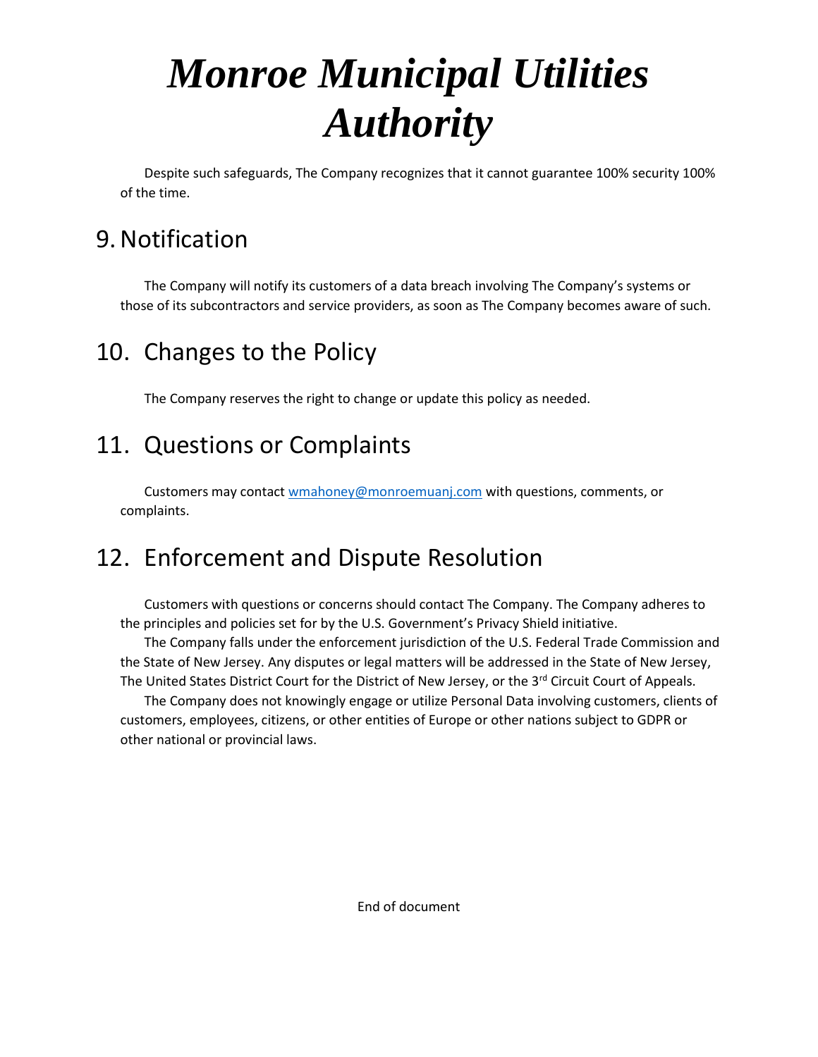# *Monroe Municipal Utilities Authority*

Despite such safeguards, The Company recognizes that it cannot guarantee 100% security 100% of the time.

## 9. Notification

The Company will notify its customers of a data breach involving The Company's systems or those of its subcontractors and service providers, as soon as The Company becomes aware of such.

## 10. Changes to the Policy

The Company reserves the right to change or update this policy as needed.

## 11. Questions or Complaints

Customers may contact [wmahoney@monroemuanj.com](mailto:wmahoney@monroemuanj.com) with questions, comments, or complaints.

## 12. Enforcement and Dispute Resolution

Customers with questions or concerns should contact The Company. The Company adheres to the principles and policies set for by the U.S. Government's Privacy Shield initiative.

The Company falls under the enforcement jurisdiction of the U.S. Federal Trade Commission and the State of New Jersey. Any disputes or legal matters will be addressed in the State of New Jersey, The United States District Court for the District of New Jersey, or the 3rd Circuit Court of Appeals.

The Company does not knowingly engage or utilize Personal Data involving customers, clients of customers, employees, citizens, or other entities of Europe or other nations subject to GDPR or other national or provincial laws.

End of document